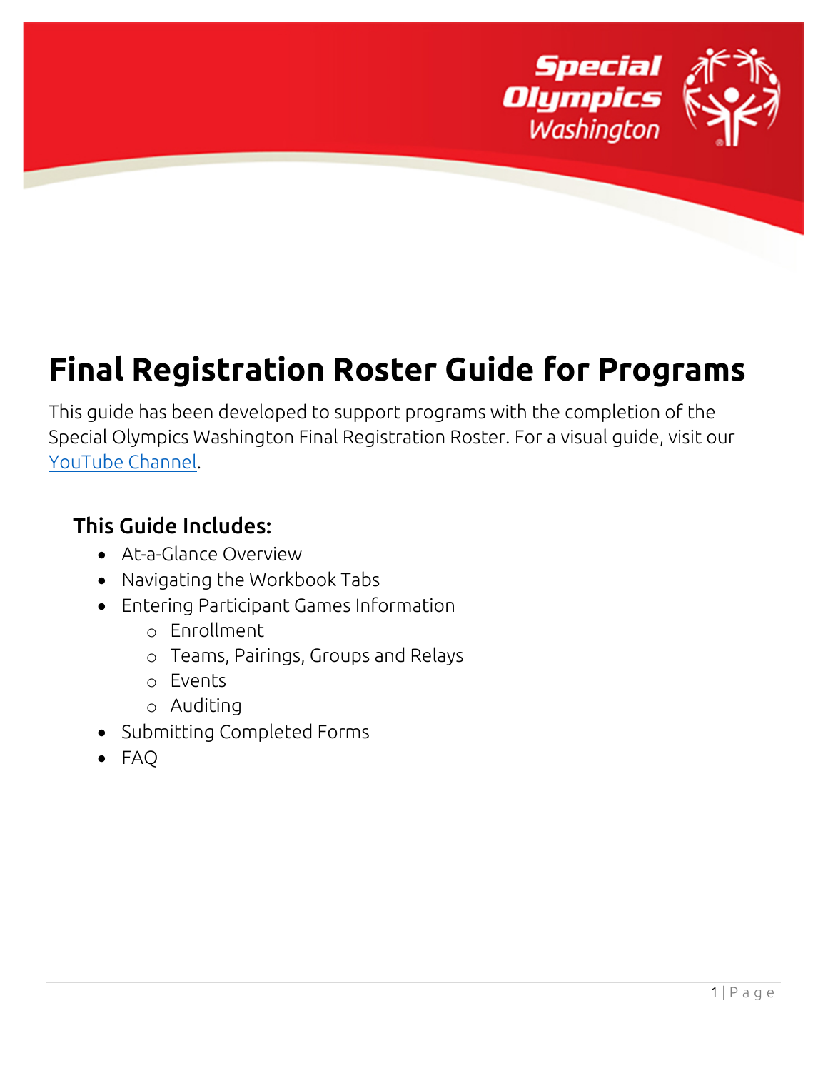# Final Registration Roster Guide for Programs

This guide has been developed to support programs with the completion of the Special Olympics Washington Final Registration Roster. For a visual guide, visit our [YouTube Channel].

## This Guide Includes:

- At-a-Glance Overview
- Navigating the Workbook Tabs
- Entering Participant Games Information
  - Enrollment
  - Teams, Pairings, Groups and Relays
  - Events
  - Auditing
- Submitting Completed Forms
- FAQ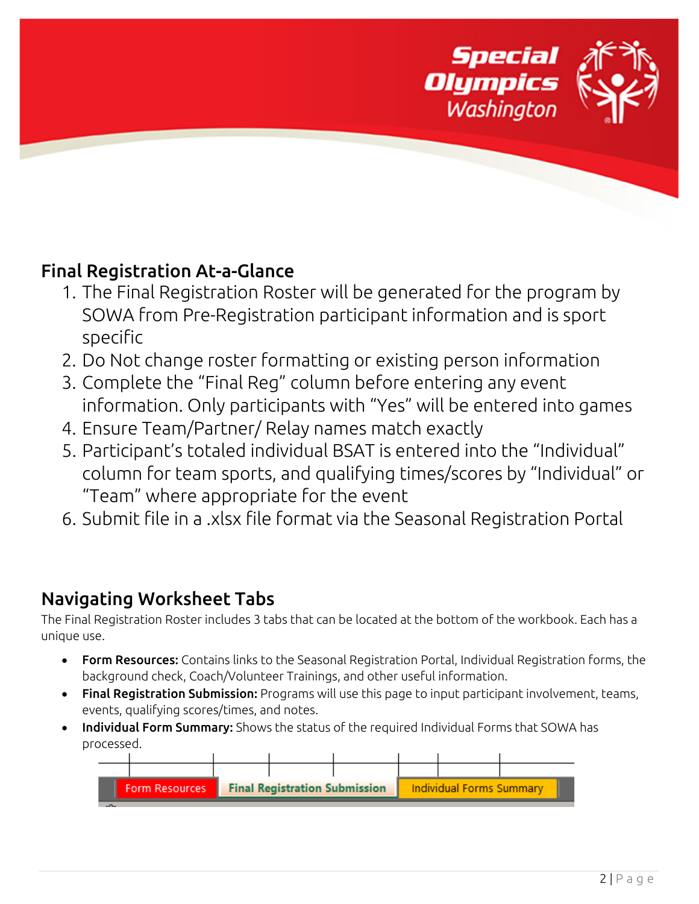## Final Registration At-a-Glance

1. The Final Registration Roster will be generated for the program by SOWA from Pre-Registration participant information and is sport specific
2. Do Not change roster formatting or existing person information
3. Complete the "Final Reg" column before entering any event information. Only participants with "Yes" will be entered into games
4. Ensure Team/Partner/ Relay names match exactly
5. Participant's totaled individual BSAT is entered into the "Individual" column for team sports, and qualifying times/scores by "Individual" or "Team" where appropriate for the event
6. Submit file in a .xlsx file format via the Seasonal Registration Portal

## Navigating Worksheet Tabs

The Final Registration Roster includes 3 tabs that can be located at the bottom of the workbook. Each has a unique use.

- **Form Resources:** Contains links to the Seasonal Registration Portal, Individual Registration forms, the background check, Coach/Volunteer Trainings, and other useful information.
- **Final Registration Submission:** Programs will use this page to input participant involvement, teams, events, qualifying scores/times, and notes.
- **Individual Form Summary:** Shows the status of the required Individual Forms that SOWA has processed.

Form Resources | Final Registration Submission | Individual Forms Summary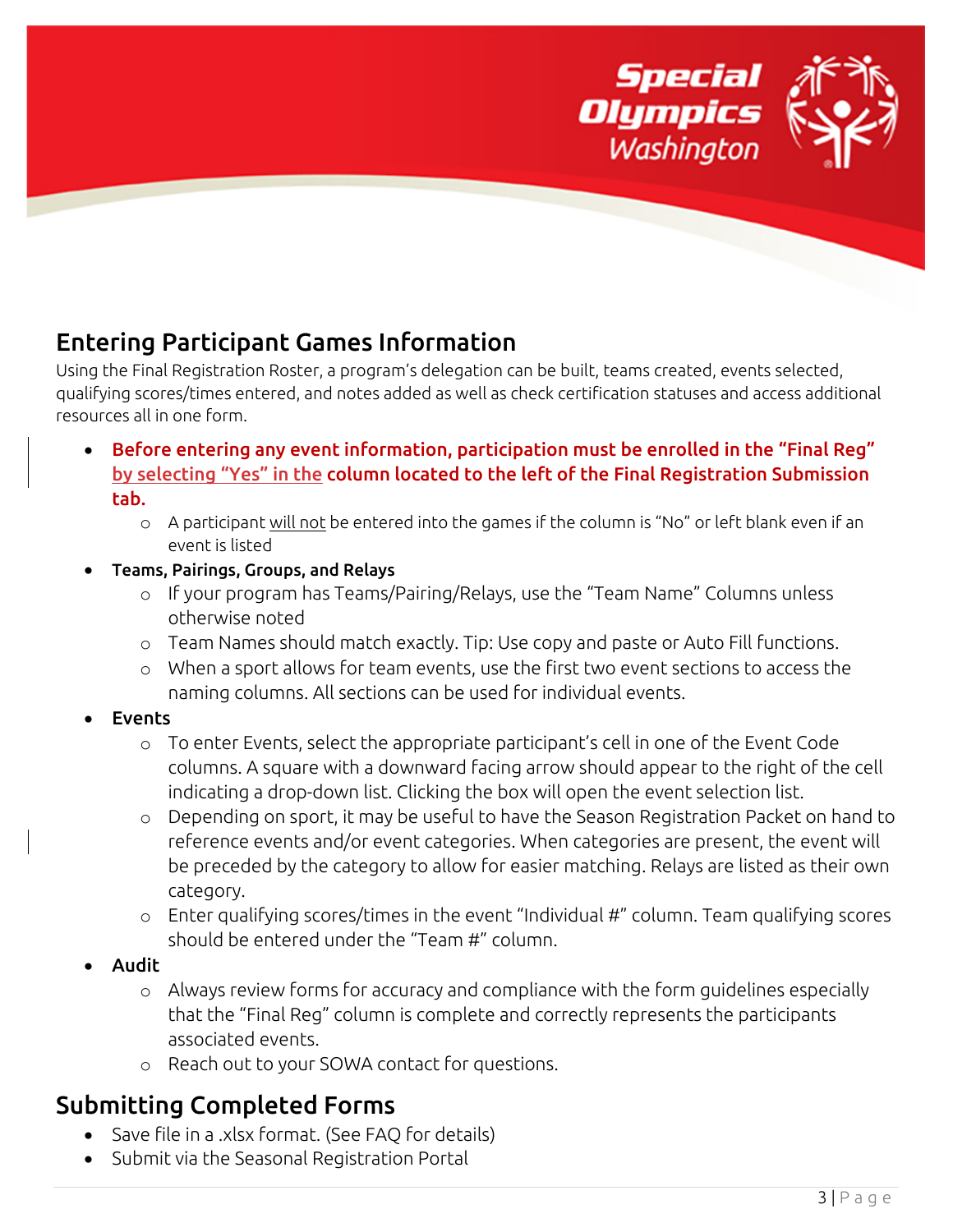## Entering Participant Games Information

Using the Final Registration Roster, a program's delegation can be built, teams created, events selected, qualifying scores/times entered, and notes added as well as check certification statuses and access additional resources all in one form.

- **Before entering any event information, participation must be enrolled in the "Final Reg" by selecting "Yes" in the column located to the left of the Final Registration Submission tab.**
  - A participant will not be entered into the games if the column is "No" or left blank even if an event is listed
- **Teams, Pairings, Groups, and Relays**
  - If your program has Teams/Pairing/Relays, use the "Team Name" Columns unless otherwise noted
  - Team Names should match exactly. Tip: Use copy and paste or Auto Fill functions.
  - When a sport allows for team events, use the first two event sections to access the naming columns. All sections can be used for individual events.
- **Events**
  - To enter Events, select the appropriate participant's cell in one of the Event Code columns. A square with a downward facing arrow should appear to the right of the cell indicating a drop-down list. Clicking the box will open the event selection list.
  - Depending on sport, it may be useful to have the Season Registration Packet on hand to reference events and/or event categories. When categories are present, the event will be preceded by the category to allow for easier matching. Relays are listed as their own category.
  - Enter qualifying scores/times in the event "Individual #" column. Team qualifying scores should be entered under the "Team #" column.
- **Audit**
  - Always review forms for accuracy and compliance with the form guidelines especially that the "Final Reg" column is complete and correctly represents the participants associated events.
  - Reach out to your SOWA contact for questions.

## Submitting Completed Forms

- Save file in a .xlsx format. (See FAQ for details)
- Submit via the Seasonal Registration Portal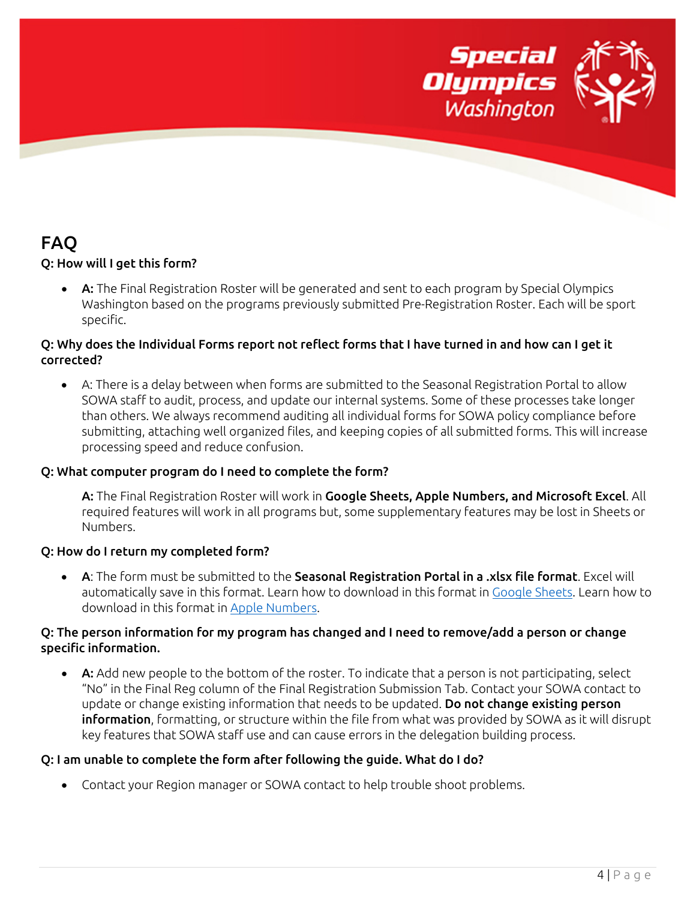## FAQ

**Q: How will I get this form?**

- **A:** The Final Registration Roster will be generated and sent to each program by Special Olympics Washington based on the programs previously submitted Pre-Registration Roster. Each will be sport specific.

**Q: Why does the Individual Forms report not reflect forms that I have turned in and how can I get it corrected?**

- A: There is a delay between when forms are submitted to the Seasonal Registration Portal to allow SOWA staff to audit, process, and update our internal systems. Some of these processes take longer than others. We always recommend auditing all individual forms for SOWA policy compliance before submitting, attaching well organized files, and keeping copies of all submitted forms. This will increase processing speed and reduce confusion.

**Q: What computer program do I need to complete the form?**

**A:** The Final Registration Roster will work in **Google Sheets, Apple Numbers, and Microsoft Excel**. All required features will work in all programs but, some supplementary features may be lost in Sheets or Numbers.

**Q: How do I return my completed form?**

- **A**: The form must be submitted to the **Seasonal Registration Portal in a .xlsx file format**. Excel will automatically save in this format. Learn how to download in this format in Google Sheets. Learn how to download in this format in Apple Numbers.

**Q: The person information for my program has changed and I need to remove/add a person or change specific information.**

- **A:** Add new people to the bottom of the roster. To indicate that a person is not participating, select "No" in the Final Reg column of the Final Registration Submission Tab. Contact your SOWA contact to update or change existing information that needs to be updated. **Do not change existing person information**, formatting, or structure within the file from what was provided by SOWA as it will disrupt key features that SOWA staff use and can cause errors in the delegation building process.

**Q: I am unable to complete the form after following the guide. What do I do?**

- Contact your Region manager or SOWA contact to help trouble shoot problems.